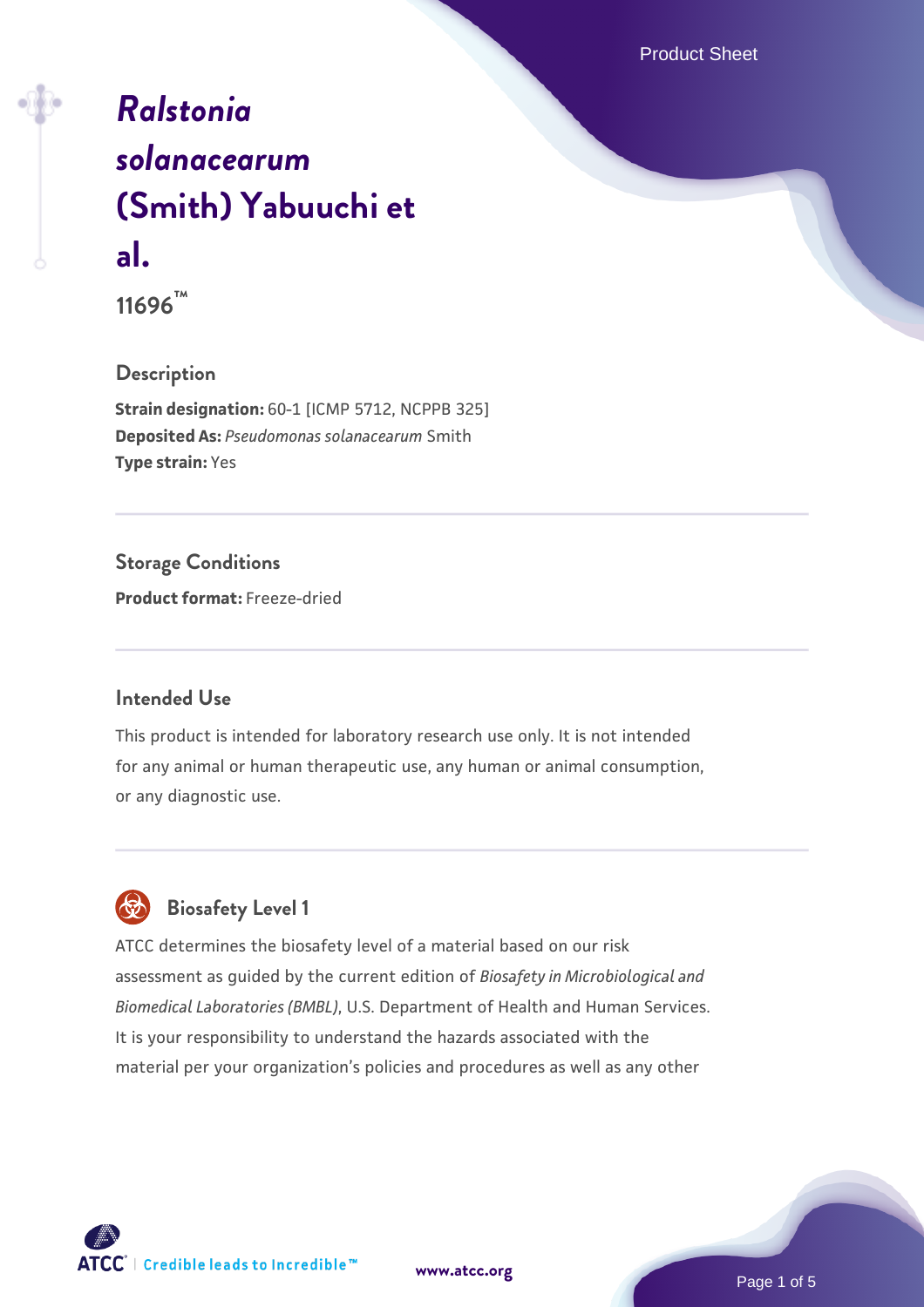# *Ralstonia solanacearum* (Smith) Yabuuchi et al.

**11696™**

## Description

**Strain designation:** 60-1 [ICMP 5712, NCPPB 325]
**Deposited As:** *Pseudomonas solanacearum* Smith
**Type strain:** Yes

## Storage Conditions

**Product format:** Freeze-dried

## Intended Use

This product is intended for laboratory research use only. It is not intended for any animal or human therapeutic use, any human or animal consumption, or any diagnostic use.

## Biosafety Level 1

ATCC determines the biosafety level of a material based on our risk assessment as guided by the current edition of *Biosafety in Microbiological and Biomedical Laboratories (BMBL)*, U.S. Department of Health and Human Services. It is your responsibility to understand the hazards associated with the material per your organization's policies and procedures as well as any other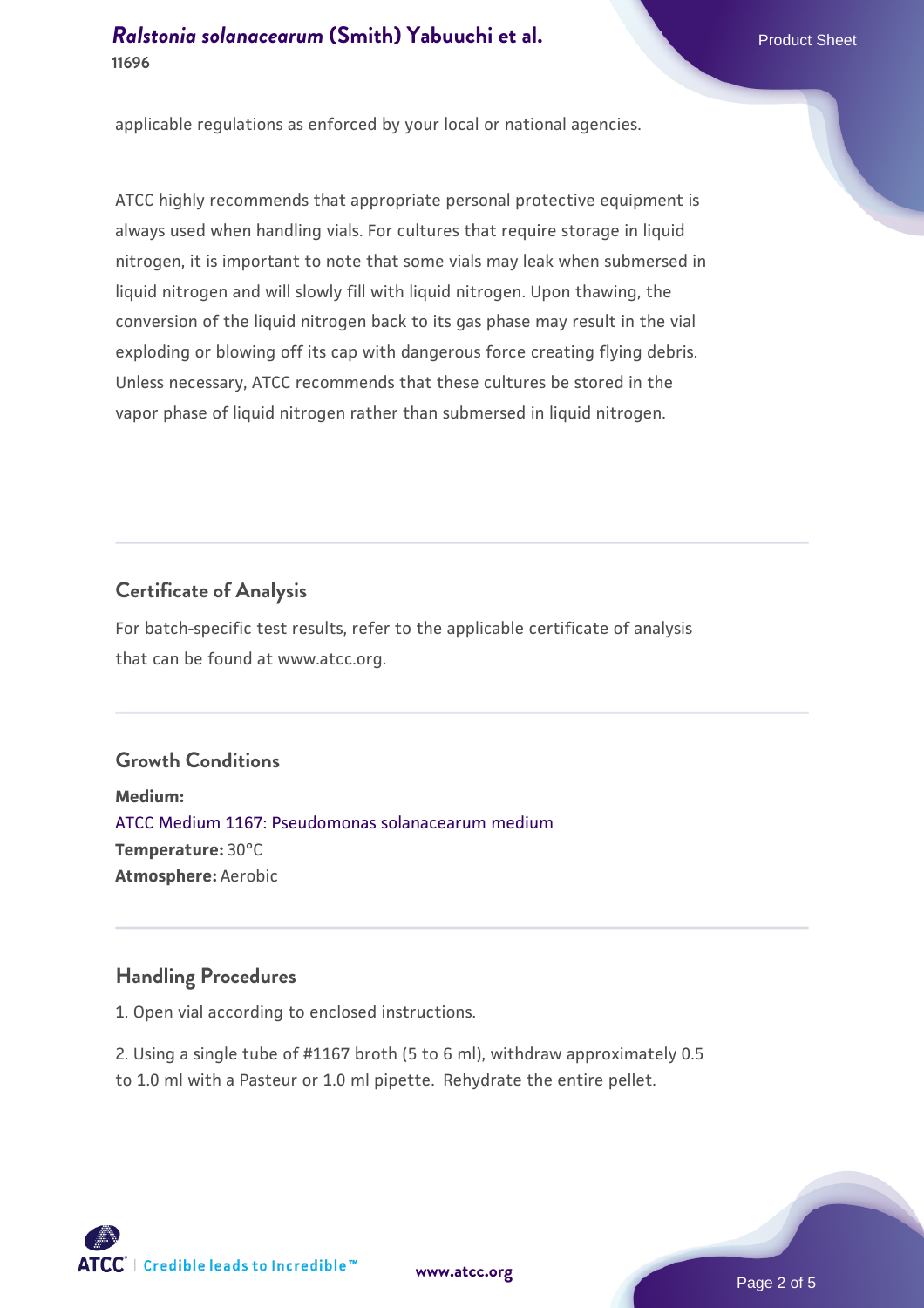applicable regulations as enforced by your local or national agencies.

ATCC highly recommends that appropriate personal protective equipment is always used when handling vials. For cultures that require storage in liquid nitrogen, it is important to note that some vials may leak when submersed in liquid nitrogen and will slowly fill with liquid nitrogen. Upon thawing, the conversion of the liquid nitrogen back to its gas phase may result in the vial exploding or blowing off its cap with dangerous force creating flying debris. Unless necessary, ATCC recommends that these cultures be stored in the vapor phase of liquid nitrogen rather than submersed in liquid nitrogen.

## Certificate of Analysis

For batch-specific test results, refer to the applicable certificate of analysis that can be found at www.atcc.org.

## Growth Conditions

**Medium:**
ATCC Medium 1167: Pseudomonas solanacearum medium
**Temperature:** 30°C
**Atmosphere:** Aerobic

## Handling Procedures

1. Open vial according to enclosed instructions.

2. Using a single tube of #1167 broth (5 to 6 ml), withdraw approximately 0.5 to 1.0 ml with a Pasteur or 1.0 ml pipette. Rehydrate the entire pellet.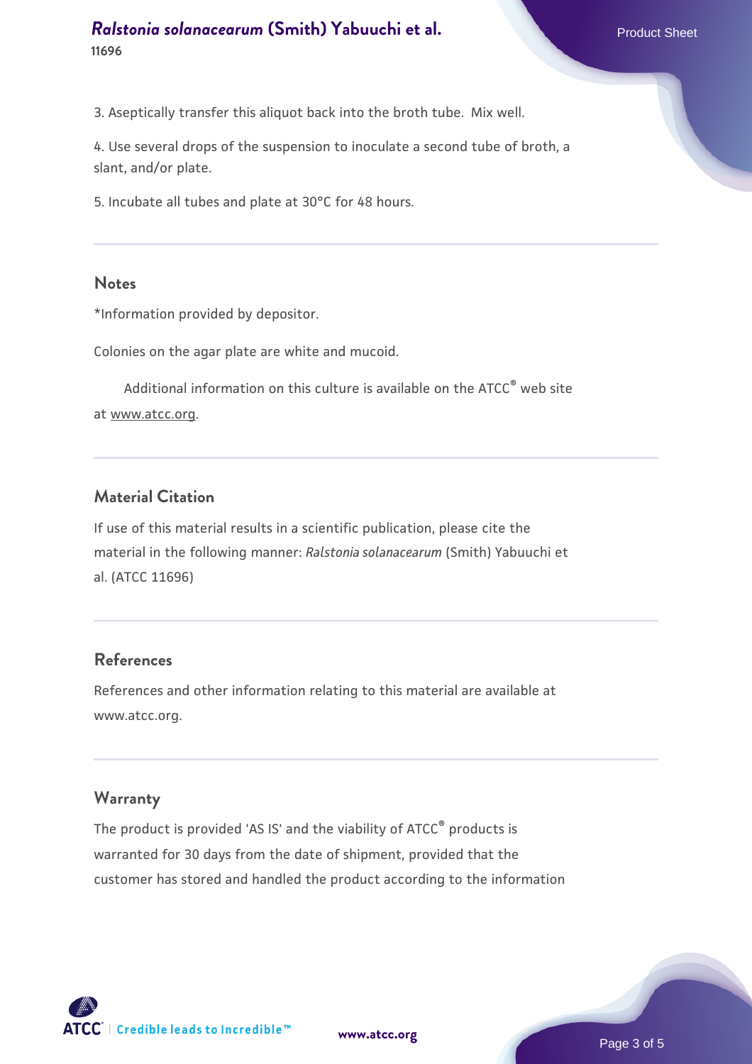3. Aseptically transfer this aliquot back into the broth tube. Mix well.

4. Use several drops of the suspension to inoculate a second tube of broth, a slant, and/or plate.

5. Incubate all tubes and plate at 30°C for 48 hours.

## Notes

*Information provided by depositor.

Colonies on the agar plate are white and mucoid.

Additional information on this culture is available on the ATCC® web site at www.atcc.org.

## Material Citation

If use of this material results in a scientific publication, please cite the material in the following manner: *Ralstonia solanacearum* (Smith) Yabuuchi et al. (ATCC 11696)

## References

References and other information relating to this material are available at www.atcc.org.

## Warranty

The product is provided 'AS IS' and the viability of ATCC® products is warranted for 30 days from the date of shipment, provided that the customer has stored and handled the product according to the information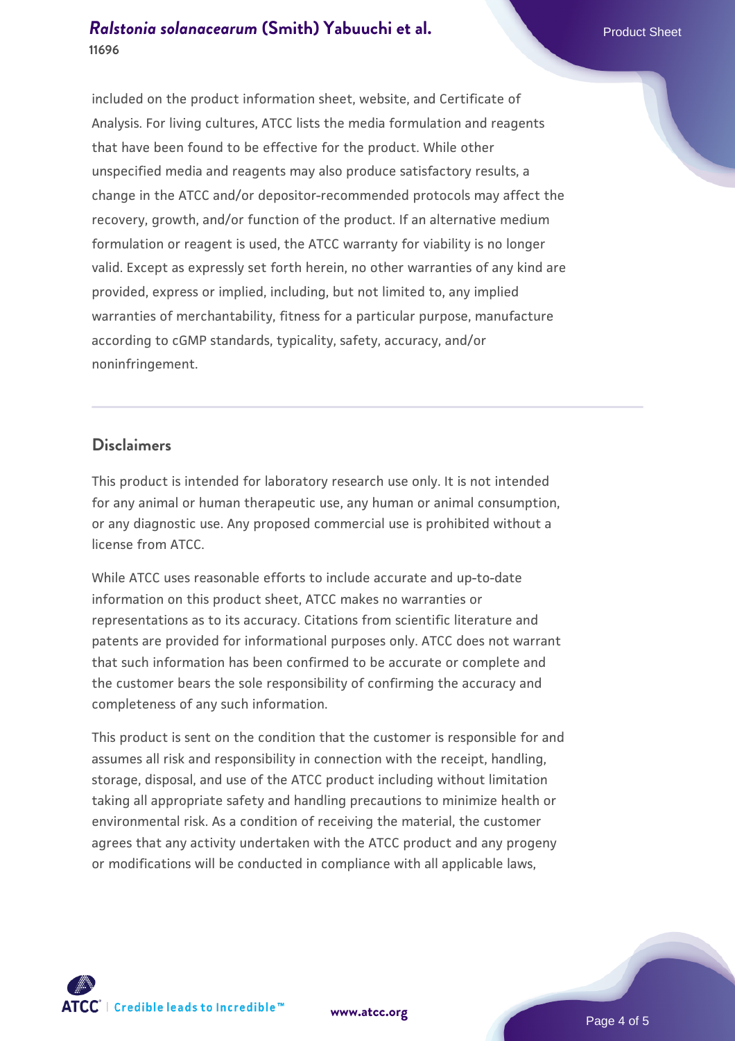included on the product information sheet, website, and Certificate of Analysis. For living cultures, ATCC lists the media formulation and reagents that have been found to be effective for the product. While other unspecified media and reagents may also produce satisfactory results, a change in the ATCC and/or depositor-recommended protocols may affect the recovery, growth, and/or function of the product. If an alternative medium formulation or reagent is used, the ATCC warranty for viability is no longer valid. Except as expressly set forth herein, no other warranties of any kind are provided, express or implied, including, but not limited to, any implied warranties of merchantability, fitness for a particular purpose, manufacture according to cGMP standards, typicality, safety, accuracy, and/or noninfringement.

## Disclaimers

This product is intended for laboratory research use only. It is not intended for any animal or human therapeutic use, any human or animal consumption, or any diagnostic use. Any proposed commercial use is prohibited without a license from ATCC.

While ATCC uses reasonable efforts to include accurate and up-to-date information on this product sheet, ATCC makes no warranties or representations as to its accuracy. Citations from scientific literature and patents are provided for informational purposes only. ATCC does not warrant that such information has been confirmed to be accurate or complete and the customer bears the sole responsibility of confirming the accuracy and completeness of any such information.

This product is sent on the condition that the customer is responsible for and assumes all risk and responsibility in connection with the receipt, handling, storage, disposal, and use of the ATCC product including without limitation taking all appropriate safety and handling precautions to minimize health or environmental risk. As a condition of receiving the material, the customer agrees that any activity undertaken with the ATCC product and any progeny or modifications will be conducted in compliance with all applicable laws,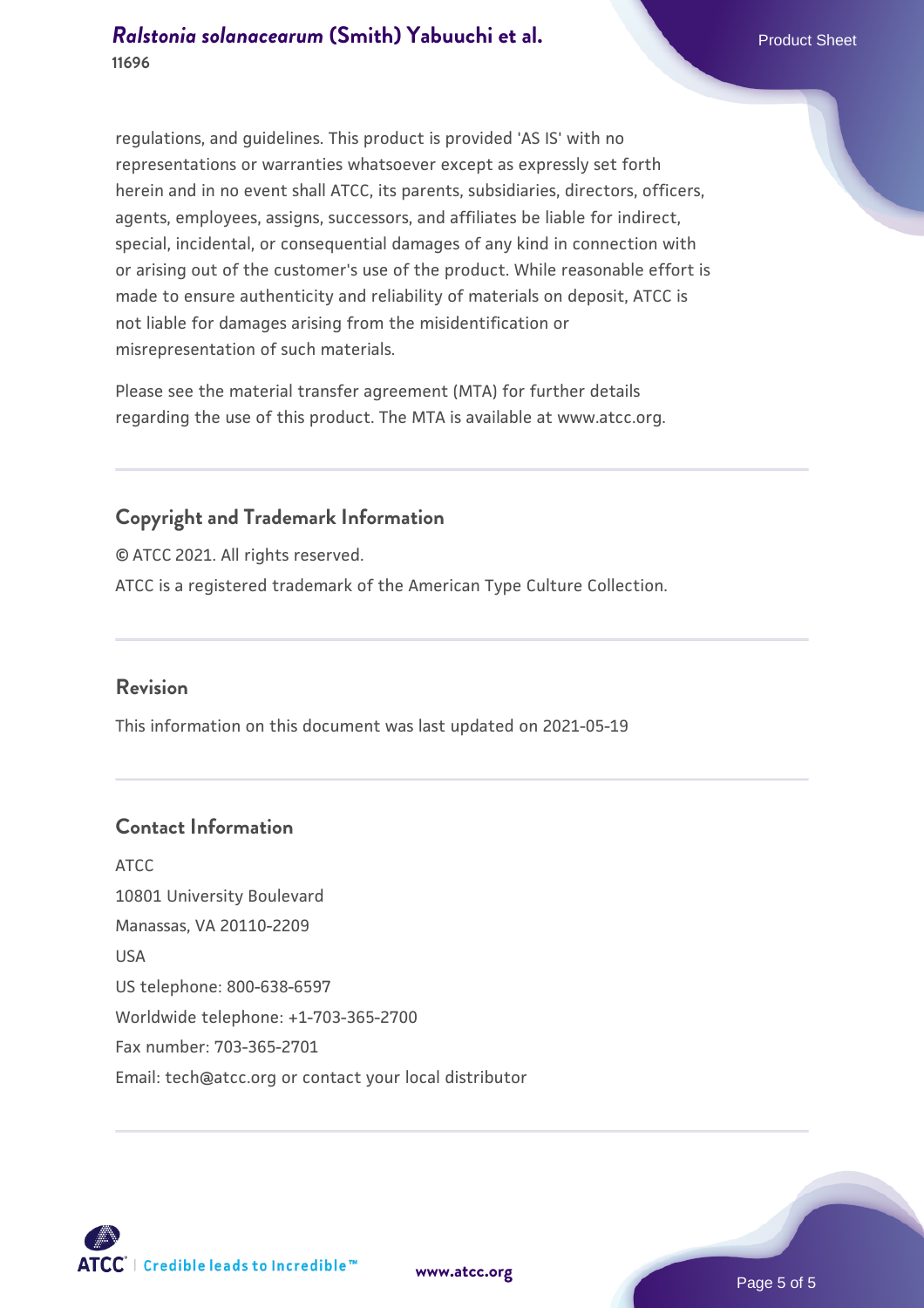regulations, and guidelines. This product is provided 'AS IS' with no representations or warranties whatsoever except as expressly set forth herein and in no event shall ATCC, its parents, subsidiaries, directors, officers, agents, employees, assigns, successors, and affiliates be liable for indirect, special, incidental, or consequential damages of any kind in connection with or arising out of the customer's use of the product. While reasonable effort is made to ensure authenticity and reliability of materials on deposit, ATCC is not liable for damages arising from the misidentification or misrepresentation of such materials.

Please see the material transfer agreement (MTA) for further details regarding the use of this product. The MTA is available at www.atcc.org.

## Copyright and Trademark Information

© ATCC 2021. All rights reserved.

ATCC is a registered trademark of the American Type Culture Collection.

## Revision

This information on this document was last updated on 2021-05-19

## Contact Information

ATCC
10801 University Boulevard
Manassas, VA 20110-2209
USA
US telephone: 800-638-6597
Worldwide telephone: +1-703-365-2700
Fax number: 703-365-2701
Email: tech@atcc.org or contact your local distributor